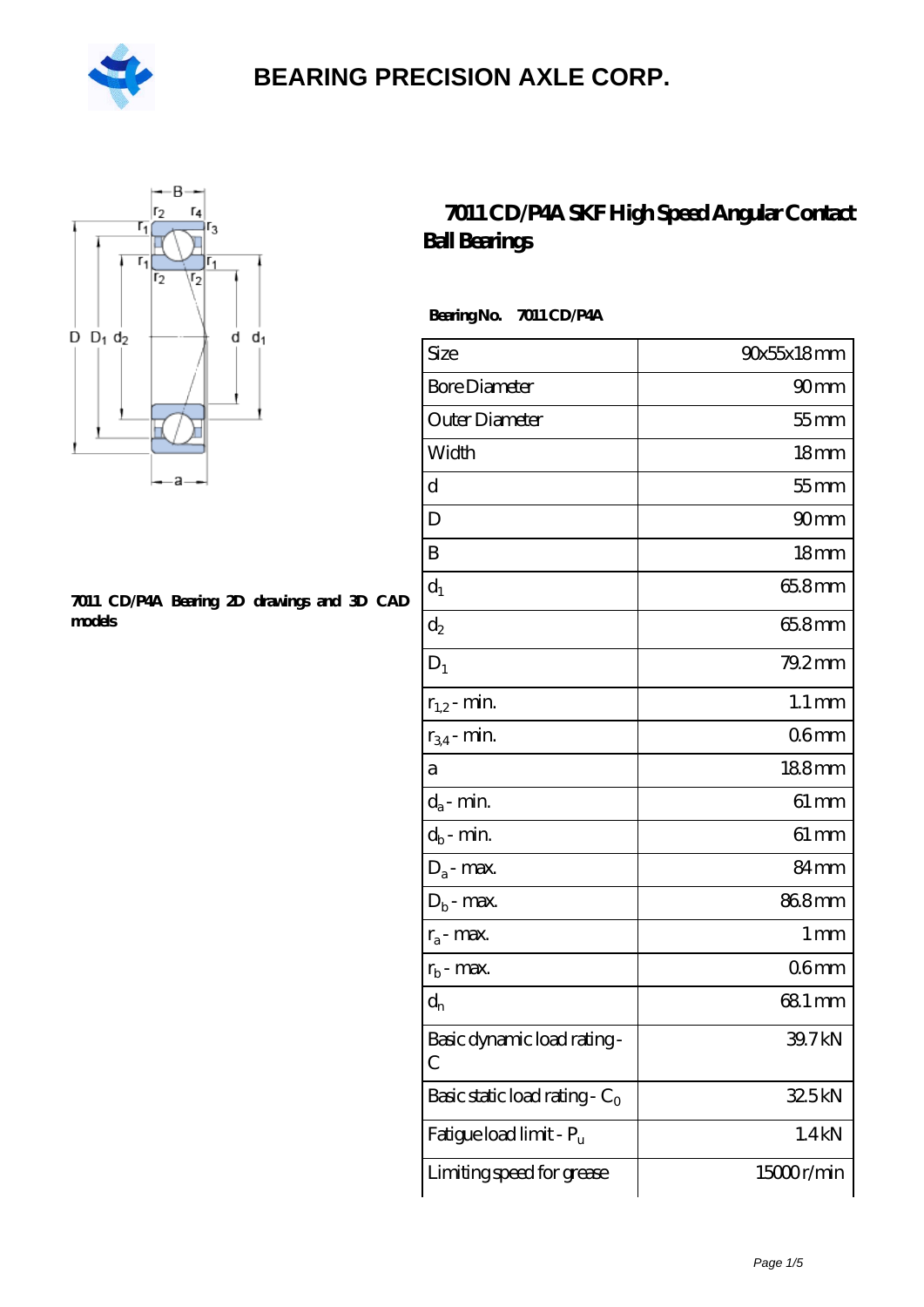# BEARING PRECISION AXLE CORP.

## 7011 CD/P4A SKF High Speed Angular Contact Ball Bearings

**7011 CD/P4A Bearing 2D drawings and 3D CAD models**

**Bearing No. 7011 CD/P4A**

| Size | 90x55x18 mm |
|---|---|
| Bore Diameter | 90 mm |
| Outer Diameter | 55 mm |
| Width | 18 mm |
| d | 55 mm |
| D | 90 mm |
| B | 18 mm |
| $d_1$ | 65.8 mm |
| $d_2$ | 65.8 mm |
| $D_1$ | 79.2 mm |
| $r_{1,2}$ - min. | 1.1 mm |
| $r_{3,4}$ - min. | 0.6 mm |
| a | 18.8 mm |
| $d_a$ - min. | 61 mm |
| $d_b$ - min. | 61 mm |
| $D_a$ - max. | 84 mm |
| $D_b$ - max. | 86.8 mm |
| $r_a$ - max. | 1 mm |
| $r_b$ - max. | 0.6 mm |
| $d_n$ | 68.1 mm |
| Basic dynamic load rating - C | 39.7 kN |
| Basic static load rating - $C_0$ | 32.5 kN |
| Fatigue load limit - $P_u$ | 1.4 kN |
| Limiting speed for grease | 15000 r/min |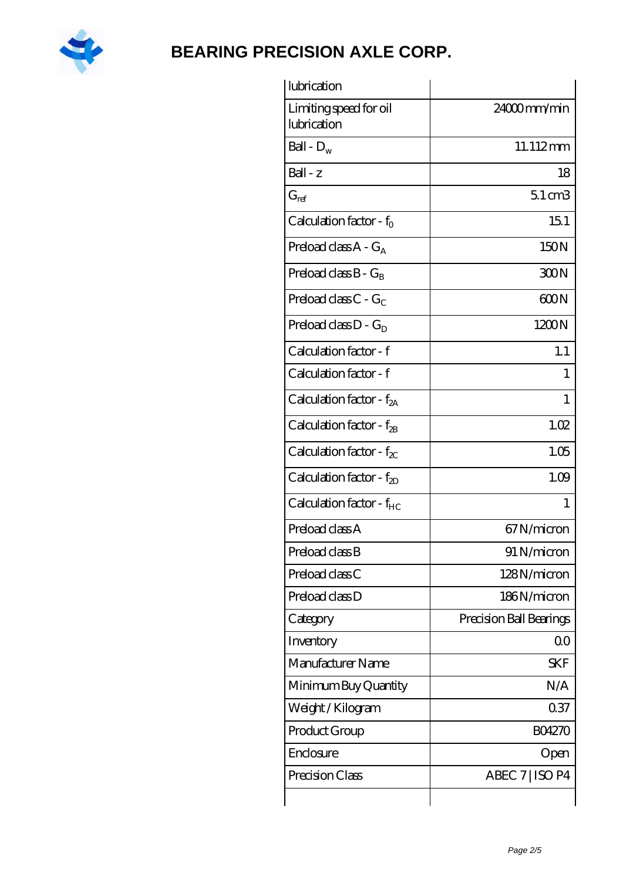| | |
|---|---|
| lubrication | |
| Limiting speed for oil lubrication | 24000 mm/min |
| Ball - $D_w$ | 11.112 mm |
| Ball - z | 18 |
| $G_{ref}$ | 5.1 cm3 |
| Calculation factor - $f_0$ | 15.1 |
| Preload class A - $G_A$ | 150 N |
| Preload class B - $G_B$ | 300 N |
| Preload class C - $G_C$ | 600 N |
| Preload class D - $G_D$ | 1200 N |
| Calculation factor - f | 1.1 |
| Calculation factor - f | 1 |
| Calculation factor - $f_{2A}$ | 1 |
| Calculation factor - $f_{2B}$ | 1.02 |
| Calculation factor - $f_{2C}$ | 1.05 |
| Calculation factor - $f_{2D}$ | 1.09 |
| Calculation factor - $f_{HC}$ | 1 |
| Preload class A | 67 N/micron |
| Preload class B | 91 N/micron |
| Preload class C | 128 N/micron |
| Preload class D | 186 N/micron |
| Category | Precision Ball Bearings |
| Inventory | 0.0 |
| Manufacturer Name | SKF |
| Minimum Buy Quantity | N/A |
| Weight / Kilogram | 0.37 |
| Product Group | B04270 |
| Enclosure | Open |
| Precision Class | ABEC 7 \| ISO P4 |
| | |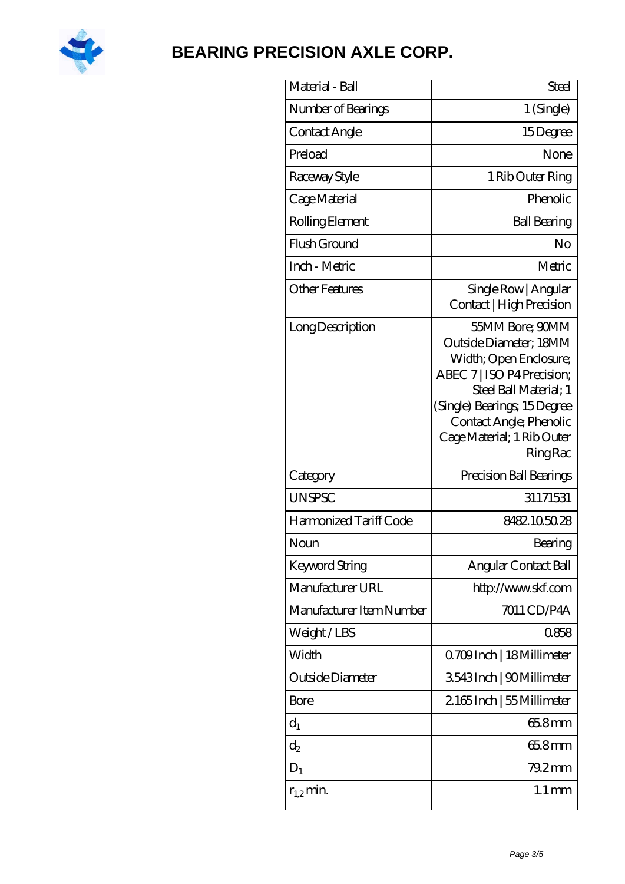# BEARING PRECISION AXLE CORP.

| | |
|---|---|
| Material - Ball | Steel |
| Number of Bearings | 1 (Single) |
| Contact Angle | 15 Degree |
| Preload | None |
| Raceway Style | 1 Rib Outer Ring |
| Cage Material | Phenolic |
| Rolling Element | Ball Bearing |
| Flush Ground | No |
| Inch - Metric | Metric |
| Other Features | Single Row \| Angular Contact \| High Precision |
| Long Description | 55MM Bore; 90MM Outside Diameter; 18MM Width; Open Enclosure; ABEC 7 \| ISO P4 Precision; Steel Ball Material; 1 (Single) Bearings; 15 Degree Contact Angle; Phenolic Cage Material; 1 Rib Outer Ring Rac |
| Category | Precision Ball Bearings |
| UNSPSC | 31171531 |
| Harmonized Tariff Code | 8482.10.50.28 |
| Noun | Bearing |
| Keyword String | Angular Contact Ball |
| Manufacturer URL | http://www.skf.com |
| Manufacturer Item Number | 7011 CD/P4A |
| Weight / LBS | 0.858 |
| Width | 0.709 Inch \| 18 Millimeter |
| Outside Diameter | 3.543 Inch \| 90 Millimeter |
| Bore | 2.165 Inch \| 55 Millimeter |
| $d_1$ | 65.8 mm |
| $d_2$ | 65.8 mm |
| $D_1$ | 79.2 mm |
| $r_{1,2}$ min. | 1.1 mm |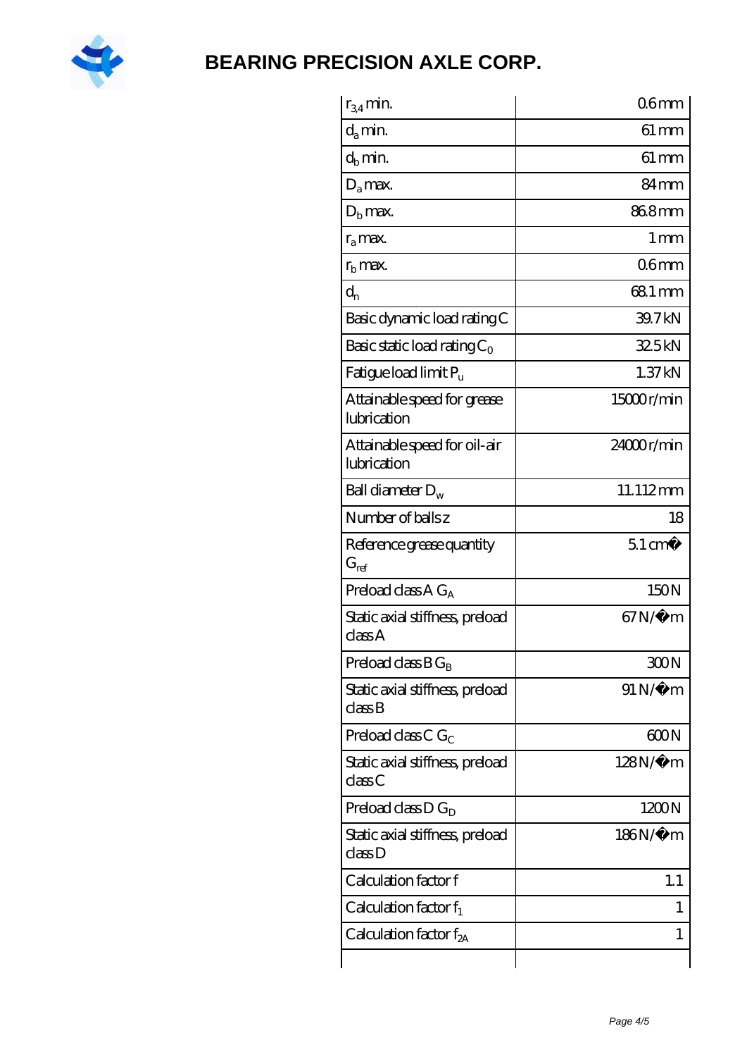| | |
|---|---|
| $r_{3,4}$ min. | 0.6 mm |
| $d_a$ min. | 61 mm |
| $d_b$ min. | 61 mm |
| $D_a$ max. | 84 mm |
| $D_b$ max. | 86.8 mm |
| $r_a$ max. | 1 mm |
| $r_b$ max. | 0.6 mm |
| $d_n$ | 68.1 mm |
| Basic dynamic load rating C | 39.7 kN |
| Basic static load rating $C_0$ | 32.5 kN |
| Fatigue load limit $P_u$ | 1.37 kN |
| Attainable speed for grease lubrication | 15000 r/min |
| Attainable speed for oil-air lubrication | 24000 r/min |
| Ball diameter $D_w$ | 11.112 mm |
| Number of balls z | 18 |
| Reference grease quantity $G_{ref}$ | 5.1 cm� |
| Preload class A $G_A$ | 150 N |
| Static axial stiffness, preload class A | 67 N/�m |
| Preload class B $G_B$ | 300 N |
| Static axial stiffness, preload class B | 91 N/�m |
| Preload class C $G_C$ | 600 N |
| Static axial stiffness, preload class C | 128 N/�m |
| Preload class D $G_D$ | 1200 N |
| Static axial stiffness, preload class D | 186 N/�m |
| Calculation factor f | 1.1 |
| Calculation factor $f_1$ | 1 |
| Calculation factor $f_{2A}$ | 1 |
| | |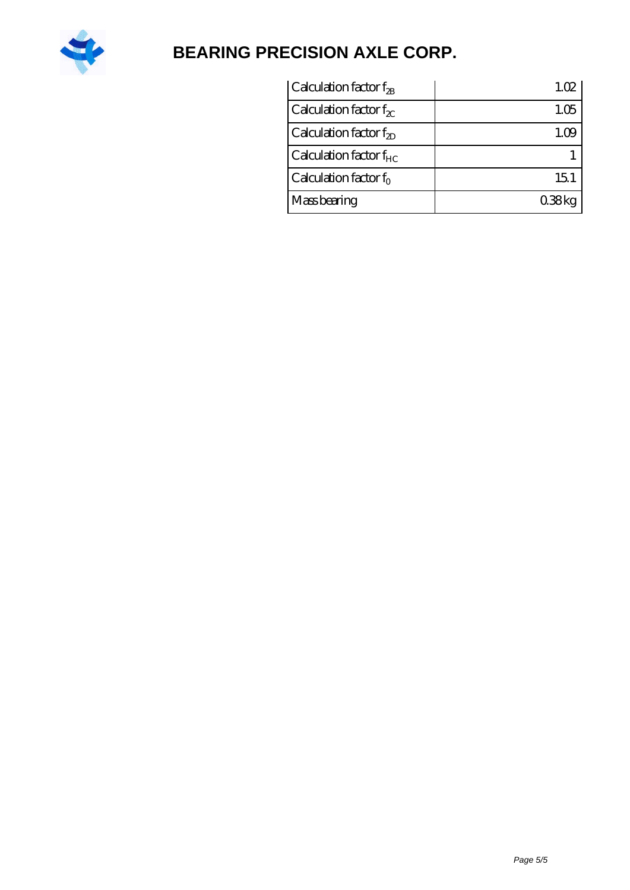# BEARING PRECISION AXLE CORP.

| | |
|---|---|
| Calculation factor $f_{2B}$ | 1.02 |
| Calculation factor $f_{2C}$ | 1.05 |
| Calculation factor $f_{2D}$ | 1.09 |
| Calculation factor $f_{HC}$ | 1 |
| Calculation factor $f_0$ | 15.1 |
| Mass bearing | 0.38 kg |